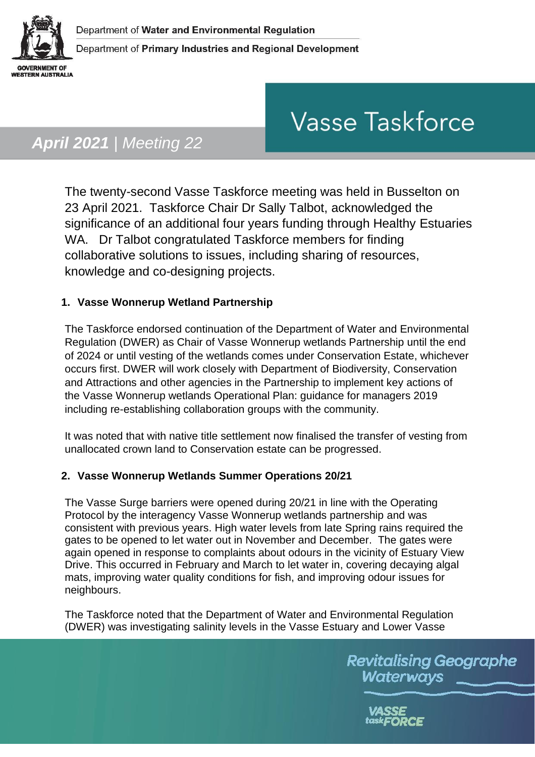Department of **Water and Environmental Regulation**

Department of **Primary Industries and Regional Development**

GOVERNMENT OF WESTERN AUSTRALIA

# Vasse Taskforce

## *April 2021 | Meeting 22*

The twenty-second Vasse Taskforce meeting was held in Busselton on 23 April 2021. Taskforce Chair Dr Sally Talbot, acknowledged the significance of an additional four years funding through Healthy Estuaries WA. Dr Talbot congratulated Taskforce members for finding collaborative solutions to issues, including sharing of resources, knowledge and co-designing projects.

### 1. Vasse Wonnerup Wetland Partnership

The Taskforce endorsed continuation of the Department of Water and Environmental Regulation (DWER) as Chair of Vasse Wonnerup wetlands Partnership until the end of 2024 or until vesting of the wetlands comes under Conservation Estate, whichever occurs first. DWER will work closely with Department of Biodiversity, Conservation and Attractions and other agencies in the Partnership to implement key actions of the Vasse Wonnerup wetlands Operational Plan: guidance for managers 2019 including re-establishing collaboration groups with the community.

It was noted that with native title settlement now finalised the transfer of vesting from unallocated crown land to Conservation estate can be progressed.

### 2. Vasse Wonnerup Wetlands Summer Operations 20/21

The Vasse Surge barriers were opened during 20/21 in line with the Operating Protocol by the interagency Vasse Wonnerup wetlands partnership and was consistent with previous years. High water levels from late Spring rains required the gates to be opened to let water out in November and December. The gates were again opened in response to complaints about odours in the vicinity of Estuary View Drive. This occurred in February and March to let water in, covering decaying algal mats, improving water quality conditions for fish, and improving odour issues for neighbours.

The Taskforce noted that the Department of Water and Environmental Regulation (DWER) was investigating salinity levels in the Vasse Estuary and Lower Vasse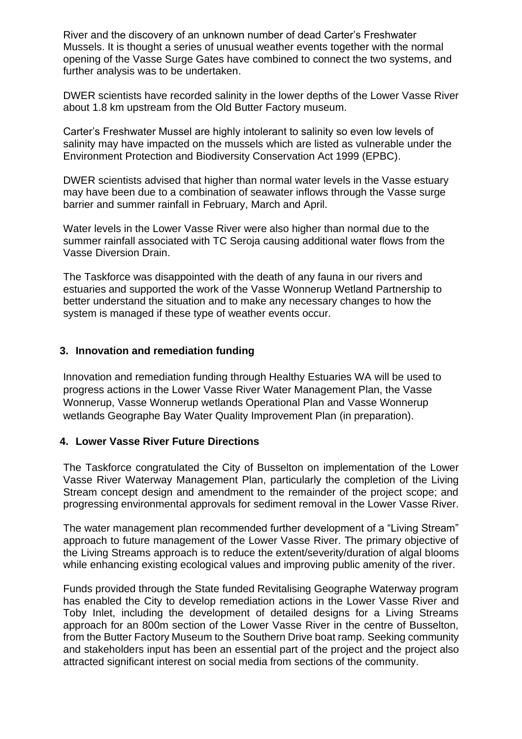River and the discovery of an unknown number of dead Carter's Freshwater Mussels. It is thought a series of unusual weather events together with the normal opening of the Vasse Surge Gates have combined to connect the two systems, and further analysis was to be undertaken.

DWER scientists have recorded salinity in the lower depths of the Lower Vasse River about 1.8 km upstream from the Old Butter Factory museum.

Carter's Freshwater Mussel are highly intolerant to salinity so even low levels of salinity may have impacted on the mussels which are listed as vulnerable under the Environment Protection and Biodiversity Conservation Act 1999 (EPBC).

DWER scientists advised that higher than normal water levels in the Vasse estuary may have been due to a combination of seawater inflows through the Vasse surge barrier and summer rainfall in February, March and April.

Water levels in the Lower Vasse River were also higher than normal due to the summer rainfall associated with TC Seroja causing additional water flows from the Vasse Diversion Drain.

The Taskforce was disappointed with the death of any fauna in our rivers and estuaries and supported the work of the Vasse Wonnerup Wetland Partnership to better understand the situation and to make any necessary changes to how the system is managed if these type of weather events occur.

## 3. Innovation and remediation funding

Innovation and remediation funding through Healthy Estuaries WA will be used to progress actions in the Lower Vasse River Water Management Plan, the Vasse Wonnerup, Vasse Wonnerup wetlands Operational Plan and Vasse Wonnerup wetlands Geographe Bay Water Quality Improvement Plan (in preparation).

## 4. Lower Vasse River Future Directions

The Taskforce congratulated the City of Busselton on implementation of the Lower Vasse River Waterway Management Plan, particularly the completion of the Living Stream concept design and amendment to the remainder of the project scope; and progressing environmental approvals for sediment removal in the Lower Vasse River.

The water management plan recommended further development of a "Living Stream" approach to future management of the Lower Vasse River. The primary objective of the Living Streams approach is to reduce the extent/severity/duration of algal blooms while enhancing existing ecological values and improving public amenity of the river.

Funds provided through the State funded Revitalising Geographe Waterway program has enabled the City to develop remediation actions in the Lower Vasse River and Toby Inlet, including the development of detailed designs for a Living Streams approach for an 800m section of the Lower Vasse River in the centre of Busselton, from the Butter Factory Museum to the Southern Drive boat ramp. Seeking community and stakeholders input has been an essential part of the project and the project also attracted significant interest on social media from sections of the community.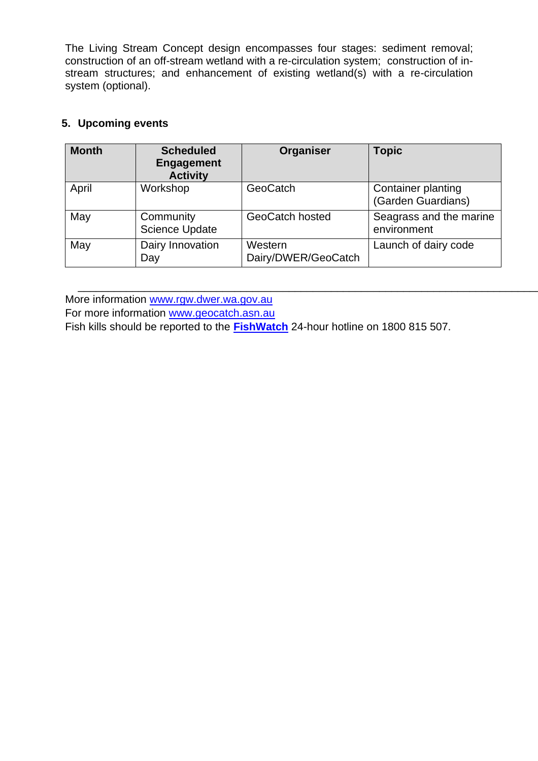The Living Stream Concept design encompasses four stages: sediment removal; construction of an off-stream wetland with a re-circulation system; construction of in-stream structures; and enhancement of existing wetland(s) with a re-circulation system (optional).

## 5. Upcoming events

| Month | Scheduled Engagement Activity | Organiser | Topic |
|---|---|---|---|
| April | Workshop | GeoCatch | Container planting (Garden Guardians) |
| May | Community Science Update | GeoCatch hosted | Seagrass and the marine environment |
| May | Dairy Innovation Day | Western Dairy/DWER/GeoCatch | Launch of dairy code |

---

More information [www.rgw.dwer.wa.gov.au](www.rgw.dwer.wa.gov.au)

For more information [www.geocatch.asn.au](www.geocatch.asn.au)

Fish kills should be reported to the **FishWatch** 24-hour hotline on 1800 815 507.